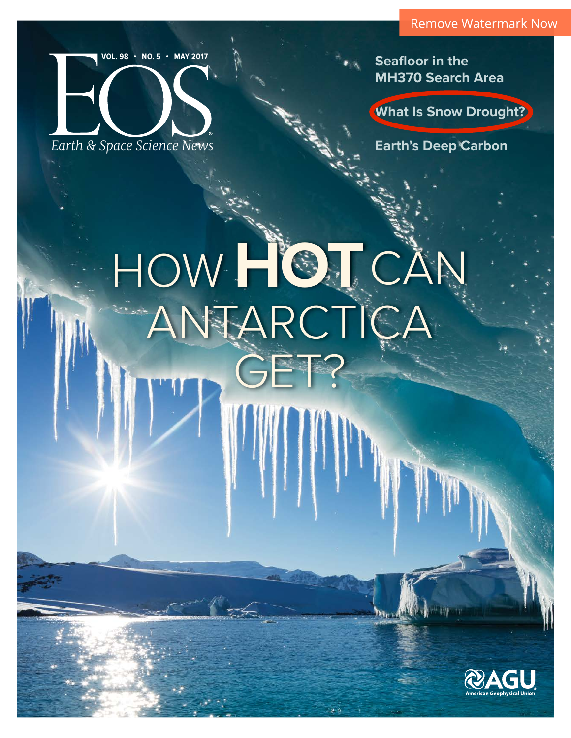# EOS

VOL. 98 • NO. 5 • MAY 2017

*Earth & Space Science News*

Seafloor in the MH370 Search Area

What Is Snow Drought?

Earth's Deep Carbon

# HOW **HOT** CAN ANTARCTICA GET?

AGU
American Geophysical Union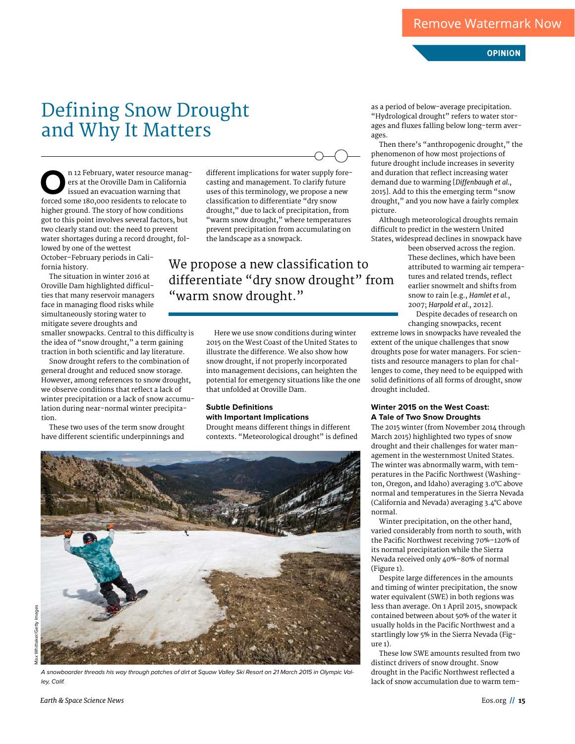# Defining Snow Drought and Why It Matters

On 12 February, water resource managers at the Oroville Dam in California issued an evacuation warning that forced some 180,000 residents to relocate to higher ground. The story of how conditions got to this point involves several factors, but two clearly stand out: the need to prevent water shortages during a record drought, followed by one of the wettest October–February periods in California history.

The situation in winter 2016 at Oroville Dam highlighted difficulties that many reservoir managers face in managing flood risks while simultaneously storing water to mitigate severe droughts and smaller snowpacks. Central to this difficulty is the idea of "snow drought," a term gaining traction in both scientific and lay literature.

Snow drought refers to the combination of general drought and reduced snow storage. However, among references to snow drought, we observe conditions that reflect a lack of winter precipitation or a lack of snow accumulation during near-normal winter precipitation.

These two uses of the term snow drought have different scientific underpinnings and different implications for water supply forecasting and management. To clarify future uses of this terminology, we propose a new classification to differentiate "dry snow drought," due to lack of precipitation, from "warm snow drought," where temperatures prevent precipitation from accumulating on the landscape as a snowpack.

> We propose a new classification to differentiate "dry snow drought" from "warm snow drought."

Here we use snow conditions during winter 2015 on the West Coast of the United States to illustrate the difference. We also show how snow drought, if not properly incorporated into management decisions, can heighten the potential for emergency situations like the one that unfolded at Oroville Dam.

### Subtle Definitions with Important Implications

Drought means different things in different contexts. "Meteorological drought" is defined as a period of below-average precipitation. "Hydrological drought" refers to water storages and fluxes falling below long-term averages.

Then there's "anthropogenic drought," the phenomenon of how most projections of future drought include increases in severity and duration that reflect increasing water demand due to warming [*Diffenbaugh et al.*, 2015]. Add to this the emerging term "snow drought," and you now have a fairly complex picture.

Although meteorological droughts remain difficult to predict in the western United States, widespread declines in snowpack have been observed across the region. These declines, which have been attributed to warming air temperatures and related trends, reflect earlier snowmelt and shifts from snow to rain [e.g., *Hamlet et al.*, 2007; *Harpold et al.*, 2012].

Despite decades of research on changing snowpacks, recent extreme lows in snowpacks have revealed the extent of the unique challenges that snow droughts pose for water managers. For scientists and resource managers to plan for challenges to come, they need to be equipped with solid definitions of all forms of drought, snow drought included.

### Winter 2015 on the West Coast: A Tale of Two Snow Droughts

The 2015 winter (from November 2014 through March 2015) highlighted two types of snow drought and their challenges for water management in the westernmost United States. The winter was abnormally warm, with temperatures in the Pacific Northwest (Washington, Oregon, and Idaho) averaging 3.0°C above normal and temperatures in the Sierra Nevada (California and Nevada) averaging 3.4°C above normal.

Winter precipitation, on the other hand, varied considerably from north to south, with the Pacific Northwest receiving 70%–120% of its normal precipitation while the Sierra Nevada received only 40%–80% of normal (Figure 1).

Despite large differences in the amounts and timing of winter precipitation, the snow water equivalent (SWE) in both regions was less than average. On 1 April 2015, snowpack contained between about 50% of the water it usually holds in the Pacific Northwest and a startlingly low 5% in the Sierra Nevada (Figure 1).

These low SWE amounts resulted from two distinct drivers of snow drought. Snow drought in the Pacific Northwest reflected a lack of snow accumulation due to warm tem-

Max Whittaker/Getty Images

*A snowboarder threads his way through patches of dirt at Squaw Valley Ski Resort on 21 March 2015 in Olympic Valley, Calif.*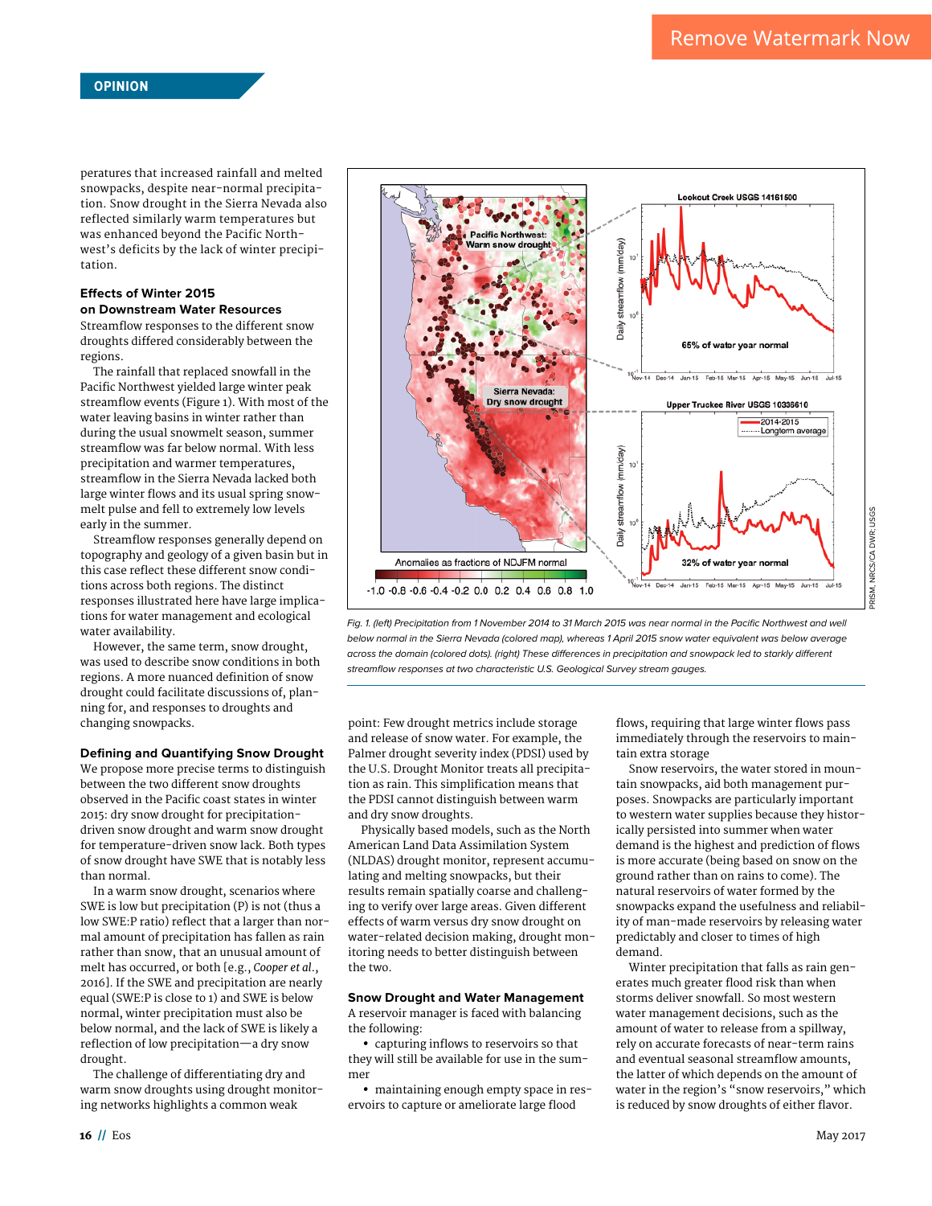peratures that increased rainfall and melted snowpacks, despite near-normal precipitation. Snow drought in the Sierra Nevada also reflected similarly warm temperatures but was enhanced beyond the Pacific Northwest's deficits by the lack of winter precipitation.

### Effects of Winter 2015 on Downstream Water Resources

Streamflow responses to the different snow droughts differed considerably between the regions.

The rainfall that replaced snowfall in the Pacific Northwest yielded large winter peak streamflow events (Figure 1). With most of the water leaving basins in winter rather than during the usual snowmelt season, summer streamflow was far below normal. With less precipitation and warmer temperatures, streamflow in the Sierra Nevada lacked both large winter flows and its usual spring snowmelt pulse and fell to extremely low levels early in the summer.

Streamflow responses generally depend on topography and geology of a given basin but in this case reflect these different snow conditions across both regions. The distinct responses illustrated here have large implications for water management and ecological water availability.

However, the same term, snow drought, was used to describe snow conditions in both regions. A more nuanced definition of snow drought could facilitate discussions of, planning for, and responses to droughts and changing snowpacks.

*Fig. 1. (left) Precipitation from 1 November 2014 to 31 March 2015 was near normal in the Pacific Northwest and well below normal in the Sierra Nevada (colored map), whereas 1 April 2015 snow water equivalent was below average across the domain (colored dots). (right) These differences in precipitation and snowpack led to starkly different streamflow responses at two characteristic U.S. Geological Survey stream gauges.*

### Defining and Quantifying Snow Drought

We propose more precise terms to distinguish between the two different snow droughts observed in the Pacific coast states in winter 2015: dry snow drought for precipitation-driven snow drought and warm snow drought for temperature-driven snow lack. Both types of snow drought have SWE that is notably less than normal.

In a warm snow drought, scenarios where SWE is low but precipitation (P) is not (thus a low SWE:P ratio) reflect that a larger than normal amount of precipitation has fallen as rain rather than snow, that an unusual amount of melt has occurred, or both [e.g., *Cooper et al.*, 2016]. If the SWE and precipitation are nearly equal (SWE:P is close to 1) and SWE is below normal, winter precipitation must also be below normal, and the lack of SWE is likely a reflection of low precipitation—a dry snow drought.

The challenge of differentiating dry and warm snow droughts using drought monitoring networks highlights a common weak point: Few drought metrics include storage and release of snow water. For example, the Palmer drought severity index (PDSI) used by the U.S. Drought Monitor treats all precipitation as rain. This simplification means that the PDSI cannot distinguish between warm and dry snow droughts.

Physically based models, such as the North American Land Data Assimilation System (NLDAS) drought monitor, represent accumulating and melting snowpacks, but their results remain spatially coarse and challenging to verify over large areas. Given different effects of warm versus dry snow drought on water-related decision making, drought monitoring needs to better distinguish between the two.

### Snow Drought and Water Management

A reservoir manager is faced with balancing the following:

- capturing inflows to reservoirs so that they will still be available for use in the summer
- maintaining enough empty space in reservoirs to capture or ameliorate large flood flows, requiring that large winter flows pass immediately through the reservoirs to maintain extra storage

Snow reservoirs, the water stored in mountain snowpacks, aid both management purposes. Snowpacks are particularly important to western water supplies because they historically persisted into summer when water demand is the highest and prediction of flows is more accurate (being based on snow on the ground rather than on rains to come). The natural reservoirs of water formed by the snowpacks expand the usefulness and reliability of man-made reservoirs by releasing water predictably and closer to times of high demand.

Winter precipitation that falls as rain generates much greater flood risk than when storms deliver snowfall. So most western water management decisions, such as the amount of water to release from a spillway, rely on accurate forecasts of near-term rains and eventual seasonal streamflow amounts, the latter of which depends on the amount of water in the region's "snow reservoirs," which is reduced by snow droughts of either flavor.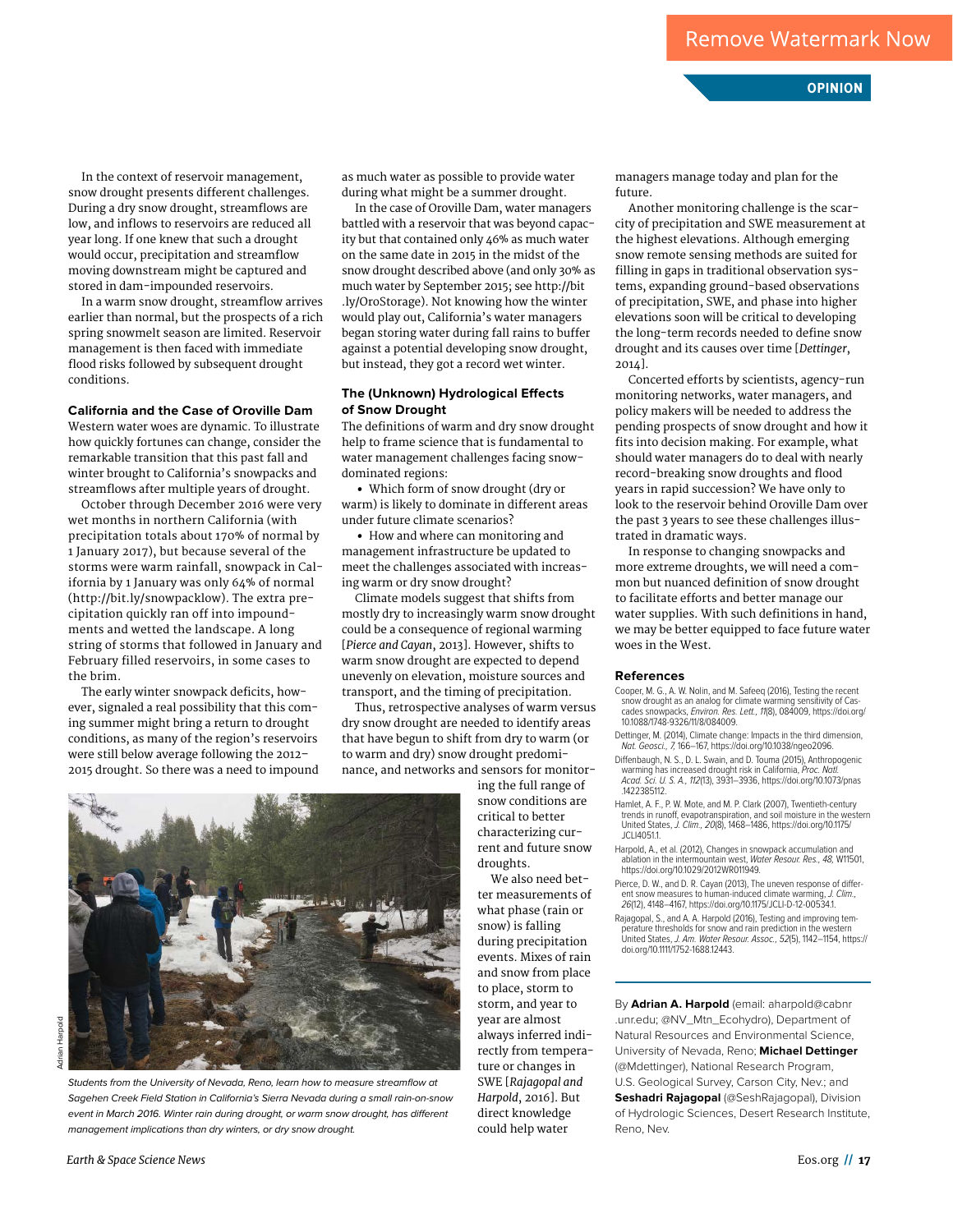In the context of reservoir management, snow drought presents different challenges. During a dry snow drought, streamflows are low, and inflows to reservoirs are reduced all year long. If one knew that such a drought would occur, precipitation and streamflow moving downstream might be captured and stored in dam-impounded reservoirs.

In a warm snow drought, streamflow arrives earlier than normal, but the prospects of a rich spring snowmelt season are limited. Reservoir management is then faced with immediate flood risks followed by subsequent drought conditions.

### California and the Case of Oroville Dam

Western water woes are dynamic. To illustrate how quickly fortunes can change, consider the remarkable transition that this past fall and winter brought to California's snowpacks and streamflows after multiple years of drought.

October through December 2016 were very wet months in northern California (with precipitation totals about 170% of normal by 1 January 2017), but because several of the storms were warm rainfall, snowpack in California by 1 January was only 64% of normal (http://bit.ly/snowpacklow). The extra precipitation quickly ran off into impoundments and wetted the landscape. A long string of storms that followed in January and February filled reservoirs, in some cases to the brim.

The early winter snowpack deficits, however, signaled a real possibility that this coming summer might bring a return to drought conditions, as many of the region's reservoirs were still below average following the 2012–2015 drought. So there was a need to impound as much water as possible to provide water during what might be a summer drought.

In the case of Oroville Dam, water managers battled with a reservoir that was beyond capacity but that contained only 46% as much water on the same date in 2015 in the midst of the snow drought described above (and only 30% as much water by September 2015; see http://bit.ly/OroStorage). Not knowing how the winter would play out, California's water managers began storing water during fall rains to buffer against a potential developing snow drought, but instead, they got a record wet winter.

### The (Unknown) Hydrological Effects of Snow Drought

The definitions of warm and dry snow drought help to frame science that is fundamental to water management challenges facing snow-dominated regions:

- Which form of snow drought (dry or warm) is likely to dominate in different areas under future climate scenarios?
- How and where can monitoring and management infrastructure be updated to meet the challenges associated with increasing warm or dry snow drought?

Climate models suggest that shifts from mostly dry to increasingly warm snow drought could be a consequence of regional warming [*Pierce and Cayan*, 2013]. However, shifts to warm snow drought are expected to depend unevenly on elevation, moisture sources and transport, and the timing of precipitation.

Thus, retrospective analyses of warm versus dry snow drought are needed to identify areas that have begun to shift from dry to warm (or to warm and dry) snow drought predominance, and networks and sensors for monitoring the full range of snow conditions are critical to better characterizing current and future snow droughts.

We also need better measurements of what phase (rain or snow) is falling during precipitation events. Mixes of rain and snow from place to place, storm to storm, and year to year are almost always inferred indirectly from temperature or changes in SWE [*Rajagopal and Harpold*, 2016]. But direct knowledge could help water managers manage today and plan for the future.

*Students from the University of Nevada, Reno, learn how to measure streamflow at Sagehen Creek Field Station in California's Sierra Nevada during a small rain-on-snow event in March 2016. Winter rain during drought, or warm snow drought, has different management implications than dry winters, or dry snow drought.*

Another monitoring challenge is the scarcity of precipitation and SWE measurement at the highest elevations. Although emerging snow remote sensing methods are suited for filling in gaps in traditional observation systems, expanding ground-based observations of precipitation, SWE, and phase into higher elevations soon will be critical to developing the long-term records needed to define snow drought and its causes over time [*Dettinger*, 2014].

Concerted efforts by scientists, agency-run monitoring networks, water managers, and policy makers will be needed to address the pending prospects of snow drought and how it fits into decision making. For example, what should water managers do to deal with nearly record-breaking snow droughts and flood years in rapid succession? We have only to look to the reservoir behind Oroville Dam over the past 3 years to see these challenges illustrated in dramatic ways.

In response to changing snowpacks and more extreme droughts, we will need a common but nuanced definition of snow drought to facilitate efforts and better manage our water supplies. With such definitions in hand, we may be better equipped to face future water woes in the West.

### References

Cooper, M. G., A. W. Nolin, and M. Safeeq (2016), Testing the recent snow drought as an analog for climate warming sensitivity of Cascades snowpacks, *Environ. Res. Lett.*, *11*(8), 084009, https://doi.org/10.1088/1748-9326/11/8/084009.

Dettinger, M. (2014), Climate change: Impacts in the third dimension, *Nat. Geosci.*, *7*, 166–167, https://doi.org/10.1038/ngeo2096.

Diffenbaugh, N. S., D. L. Swain, and D. Touma (2015), Anthropogenic warming has increased drought risk in California, *Proc. Natl. Acad. Sci. U. S. A.*, *112*(13), 3931–3936, https://doi.org/10.1073/pnas.1422385112.

Hamlet, A. F., P. W. Mote, and M. P. Clark (2007), Twentieth-century trends in runoff, evapotranspiration, and soil moisture in the western United States, *J. Clim.*, *20*(8), 1468–1486, https://doi.org/10.1175/JCLI4051.1.

Harpold, A., et al. (2012), Changes in snowpack accumulation and ablation in the intermountain west, *Water Resour. Res.*, *48*, W11501, https://doi.org/10.1029/2012WR011949.

Pierce, D. W., and D. R. Cayan (2013), The uneven response of different snow measures to human-induced climate warming, *J. Clim.*, *26*(12), 4148–4167, https://doi.org/10.1175/JCLI-D-12-00534.1.

Rajagopal, S., and A. A. Harpold (2016), Testing and improving temperature thresholds for snow and rain prediction in the western United States, *J. Am. Water Resour. Assoc.*, *52*(5), 1142–1154, https://doi.org/10.1111/1752-1688.12443.

By **Adrian A. Harpold** (email: aharpold@cabnr.unr.edu; @NV_Mtn_Ecohydro), Department of Natural Resources and Environmental Science, University of Nevada, Reno; **Michael Dettinger** (@Mdettinger), National Research Program, U.S. Geological Survey, Carson City, Nev.; and **Seshadri Rajagopal** (@SeshRajagopal), Division of Hydrologic Sciences, Desert Research Institute, Reno, Nev.